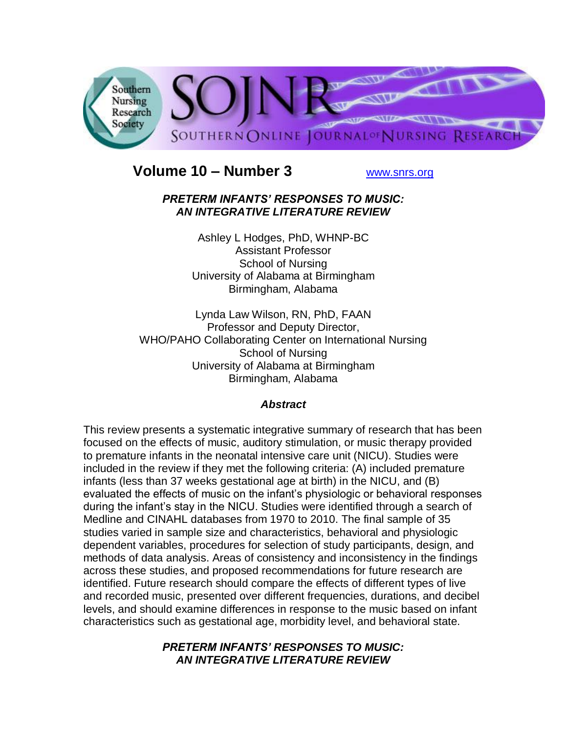# Volume 10 – Number 3

www.snrs.org

## *PRETERM INFANTS' RESPONSES TO MUSIC: AN INTEGRATIVE LITERATURE REVIEW*

Ashley L Hodges, PhD, WHNP-BC
Assistant Professor
School of Nursing
University of Alabama at Birmingham
Birmingham, Alabama

Lynda Law Wilson, RN, PhD, FAAN
Professor and Deputy Director,
WHO/PAHO Collaborating Center on International Nursing
School of Nursing
University of Alabama at Birmingham
Birmingham, Alabama

### *Abstract*

This review presents a systematic integrative summary of research that has been focused on the effects of music, auditory stimulation, or music therapy provided to premature infants in the neonatal intensive care unit (NICU). Studies were included in the review if they met the following criteria: (A) included premature infants (less than 37 weeks gestational age at birth) in the NICU, and (B) evaluated the effects of music on the infant's physiologic or behavioral responses during the infant's stay in the NICU. Studies were identified through a search of Medline and CINAHL databases from 1970 to 2010. The final sample of 35 studies varied in sample size and characteristics, behavioral and physiologic dependent variables, procedures for selection of study participants, design, and methods of data analysis. Areas of consistency and inconsistency in the findings across these studies, and proposed recommendations for future research are identified. Future research should compare the effects of different types of live and recorded music, presented over different frequencies, durations, and decibel levels, and should examine differences in response to the music based on infant characteristics such as gestational age, morbidity level, and behavioral state.

## *PRETERM INFANTS' RESPONSES TO MUSIC: AN INTEGRATIVE LITERATURE REVIEW*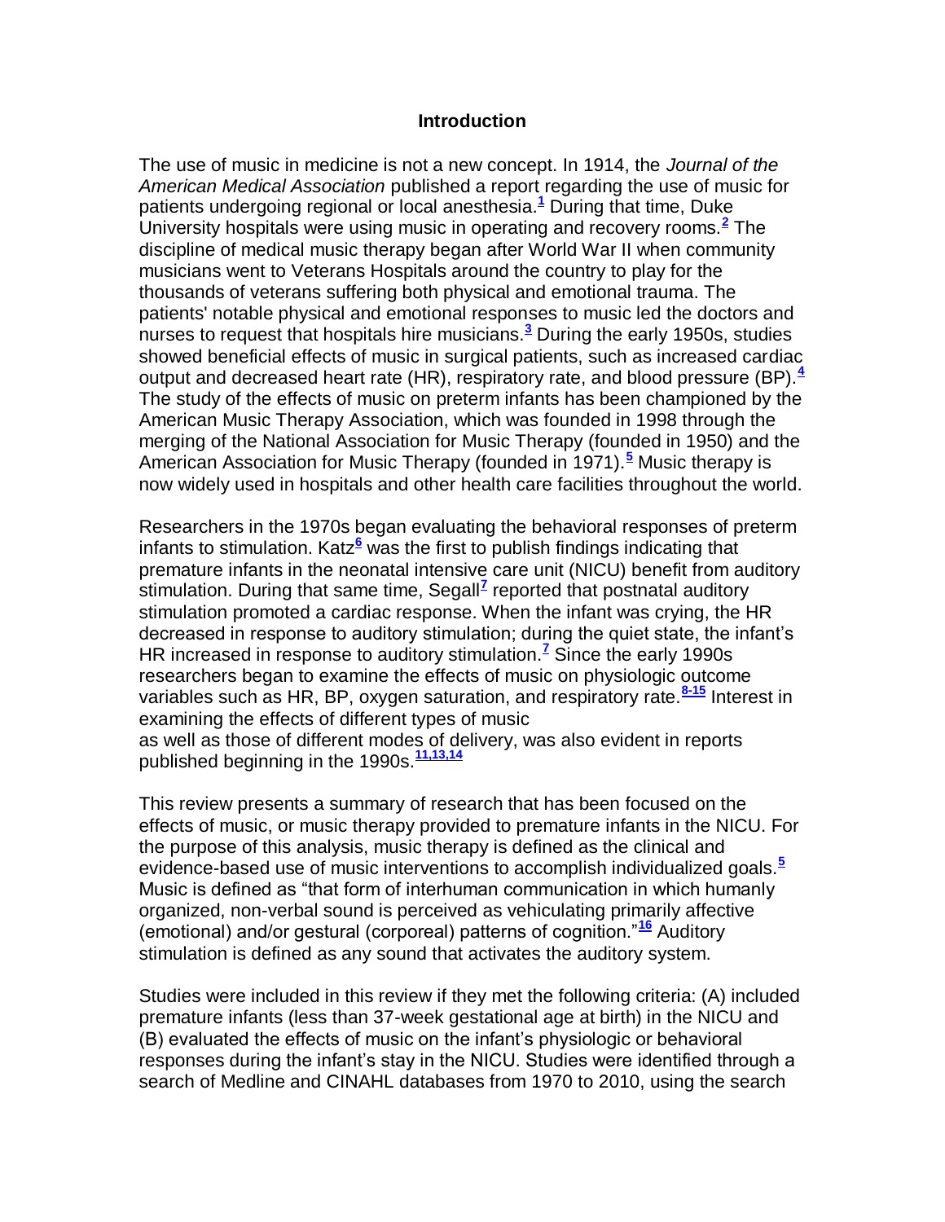## Introduction

The use of music in medicine is not a new concept. In 1914, the *Journal of the American Medical Association* published a report regarding the use of music for patients undergoing regional or local anesthesia.[1] During that time, Duke University hospitals were using music in operating and recovery rooms.[2] The discipline of medical music therapy began after World War II when community musicians went to Veterans Hospitals around the country to play for the thousands of veterans suffering both physical and emotional trauma. The patients' notable physical and emotional responses to music led the doctors and nurses to request that hospitals hire musicians.[3] During the early 1950s, studies showed beneficial effects of music in surgical patients, such as increased cardiac output and decreased heart rate (HR), respiratory rate, and blood pressure (BP).[4] The study of the effects of music on preterm infants has been championed by the American Music Therapy Association, which was founded in 1998 through the merging of the National Association for Music Therapy (founded in 1950) and the American Association for Music Therapy (founded in 1971).[5] Music therapy is now widely used in hospitals and other health care facilities throughout the world.

Researchers in the 1970s began evaluating the behavioral responses of preterm infants to stimulation. Katz[6] was the first to publish findings indicating that premature infants in the neonatal intensive care unit (NICU) benefit from auditory stimulation. During that same time, Segall[7] reported that postnatal auditory stimulation promoted a cardiac response. When the infant was crying, the HR decreased in response to auditory stimulation; during the quiet state, the infant's HR increased in response to auditory stimulation.[7] Since the early 1990s researchers began to examine the effects of music on physiologic outcome variables such as HR, BP, oxygen saturation, and respiratory rate.[8-15] Interest in examining the effects of different types of music as well as those of different modes of delivery, was also evident in reports published beginning in the 1990s.[11,13,14]

This review presents a summary of research that has been focused on the effects of music, or music therapy provided to premature infants in the NICU. For the purpose of this analysis, music therapy is defined as the clinical and evidence-based use of music interventions to accomplish individualized goals.[5] Music is defined as "that form of interhuman communication in which humanly organized, non-verbal sound is perceived as vehiculating primarily affective (emotional) and/or gestural (corporeal) patterns of cognition."[16] Auditory stimulation is defined as any sound that activates the auditory system.

Studies were included in this review if they met the following criteria: (A) included premature infants (less than 37-week gestational age at birth) in the NICU and (B) evaluated the effects of music on the infant's physiologic or behavioral responses during the infant's stay in the NICU. Studies were identified through a search of Medline and CINAHL databases from 1970 to 2010, using the search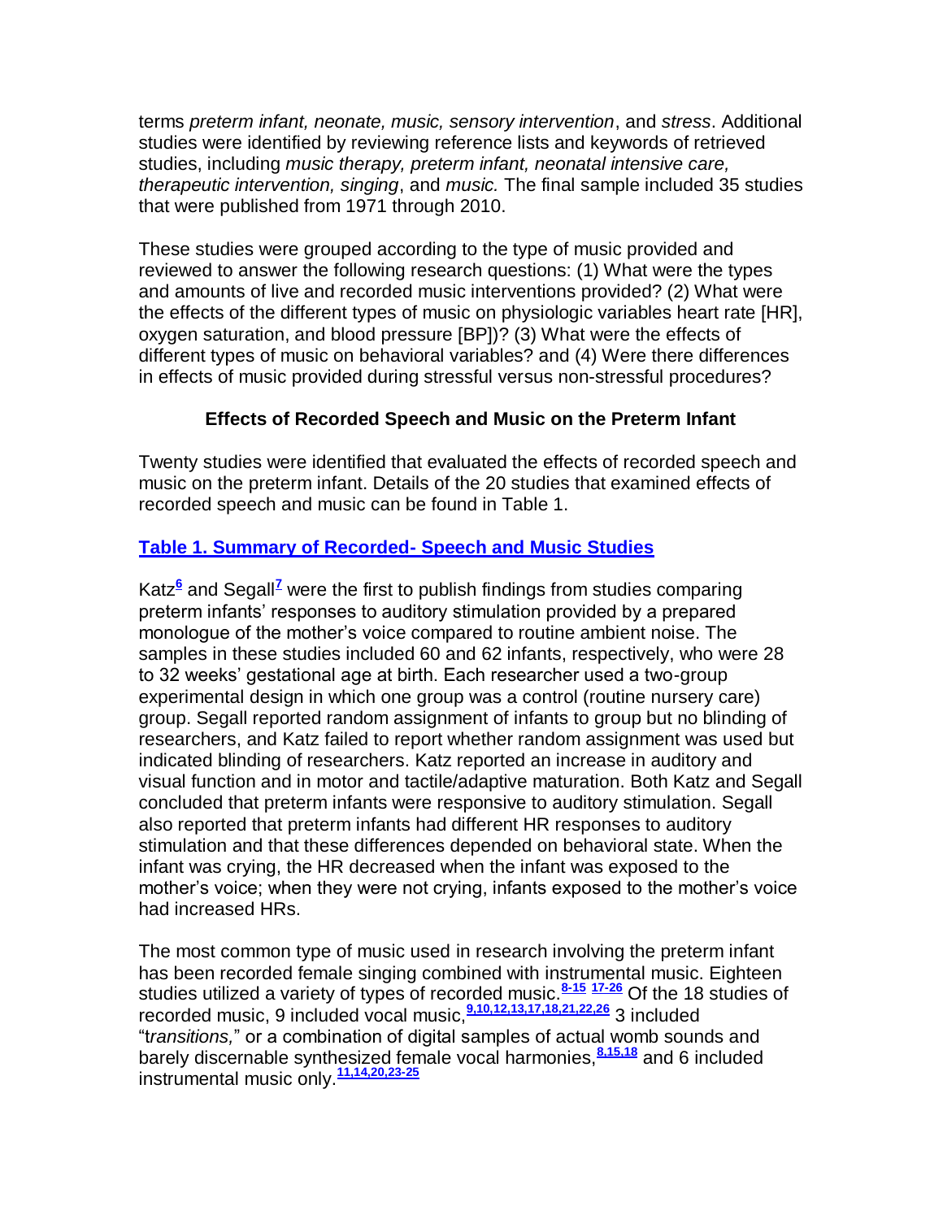terms *preterm infant, neonate, music, sensory intervention*, and *stress*. Additional studies were identified by reviewing reference lists and keywords of retrieved studies, including *music therapy, preterm infant, neonatal intensive care, therapeutic intervention, singing*, and *music.* The final sample included 35 studies that were published from 1971 through 2010.

These studies were grouped according to the type of music provided and reviewed to answer the following research questions: (1) What were the types and amounts of live and recorded music interventions provided? (2) What were the effects of the different types of music on physiologic variables heart rate [HR], oxygen saturation, and blood pressure [BP])? (3) What were the effects of different types of music on behavioral variables? and (4) Were there differences in effects of music provided during stressful versus non-stressful procedures?

### Effects of Recorded Speech and Music on the Preterm Infant

Twenty studies were identified that evaluated the effects of recorded speech and music on the preterm infant. Details of the 20 studies that examined effects of recorded speech and music can be found in Table 1.

**Table 1. Summary of Recorded- Speech and Music Studies**

Katz[6] and Segall[7] were the first to publish findings from studies comparing preterm infants' responses to auditory stimulation provided by a prepared monologue of the mother's voice compared to routine ambient noise. The samples in these studies included 60 and 62 infants, respectively, who were 28 to 32 weeks' gestational age at birth. Each researcher used a two-group experimental design in which one group was a control (routine nursery care) group. Segall reported random assignment of infants to group but no blinding of researchers, and Katz failed to report whether random assignment was used but indicated blinding of researchers. Katz reported an increase in auditory and visual function and in motor and tactile/adaptive maturation. Both Katz and Segall concluded that preterm infants were responsive to auditory stimulation. Segall also reported that preterm infants had different HR responses to auditory stimulation and that these differences depended on behavioral state. When the infant was crying, the HR decreased when the infant was exposed to the mother's voice; when they were not crying, infants exposed to the mother's voice had increased HRs.

The most common type of music used in research involving the preterm infant has been recorded female singing combined with instrumental music. Eighteen studies utilized a variety of types of recorded music.[8-15] [17-26] Of the 18 studies of recorded music, 9 included vocal music,[9,10,12,13,17,18,21,22,26] 3 included "t*ransitions,*" or a combination of digital samples of actual womb sounds and barely discernable synthesized female vocal harmonies,[8,15,18] and 6 included instrumental music only.[11,14,20,23-25]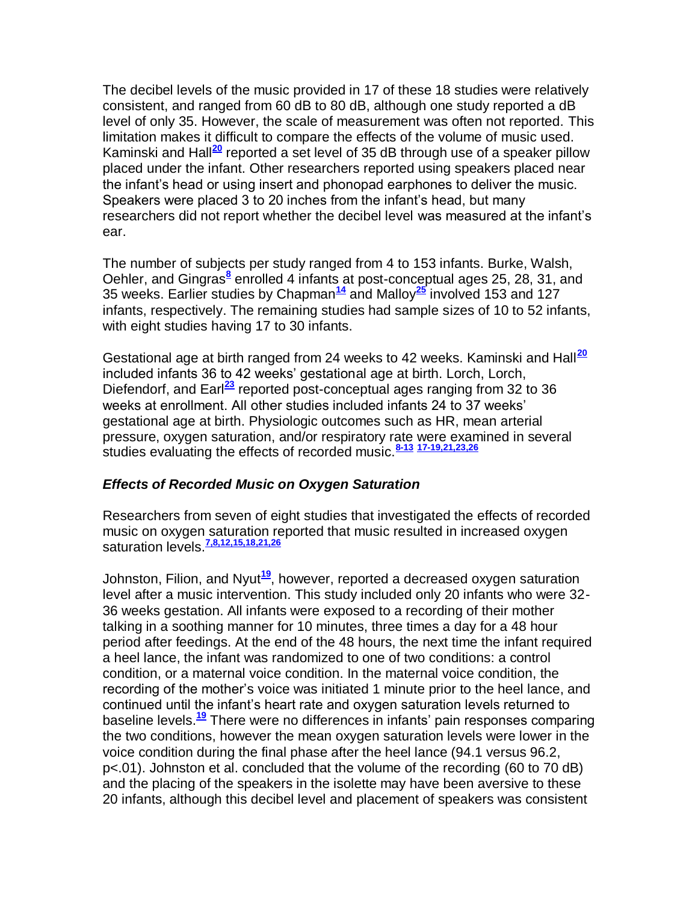The decibel levels of the music provided in 17 of these 18 studies were relatively consistent, and ranged from 60 dB to 80 dB, although one study reported a dB level of only 35. However, the scale of measurement was often not reported. This limitation makes it difficult to compare the effects of the volume of music used. Kaminski and Hall[20] reported a set level of 35 dB through use of a speaker pillow placed under the infant. Other researchers reported using speakers placed near the infant's head or using insert and phonopad earphones to deliver the music. Speakers were placed 3 to 20 inches from the infant's head, but many researchers did not report whether the decibel level was measured at the infant's ear.

The number of subjects per study ranged from 4 to 153 infants. Burke, Walsh, Oehler, and Gingras[8] enrolled 4 infants at post-conceptual ages 25, 28, 31, and 35 weeks. Earlier studies by Chapman[14] and Malloy[25] involved 153 and 127 infants, respectively. The remaining studies had sample sizes of 10 to 52 infants, with eight studies having 17 to 30 infants.

Gestational age at birth ranged from 24 weeks to 42 weeks. Kaminski and Hall[20] included infants 36 to 42 weeks' gestational age at birth. Lorch, Lorch, Diefendorf, and Earl[23] reported post-conceptual ages ranging from 32 to 36 weeks at enrollment. All other studies included infants 24 to 37 weeks' gestational age at birth. Physiologic outcomes such as HR, mean arterial pressure, oxygen saturation, and/or respiratory rate were examined in several studies evaluating the effects of recorded music.[8-13] [17-19,21,23,26]

### *Effects of Recorded Music on Oxygen Saturation*

Researchers from seven of eight studies that investigated the effects of recorded music on oxygen saturation reported that music resulted in increased oxygen saturation levels.[7,8,12,15,18,21,26]

Johnston, Filion, and Nyut[19], however, reported a decreased oxygen saturation level after a music intervention. This study included only 20 infants who were 32-36 weeks gestation. All infants were exposed to a recording of their mother talking in a soothing manner for 10 minutes, three times a day for a 48 hour period after feedings. At the end of the 48 hours, the next time the infant required a heel lance, the infant was randomized to one of two conditions: a control condition, or a maternal voice condition. In the maternal voice condition, the recording of the mother's voice was initiated 1 minute prior to the heel lance, and continued until the infant's heart rate and oxygen saturation levels returned to baseline levels.[19] There were no differences in infants' pain responses comparing the two conditions, however the mean oxygen saturation levels were lower in the voice condition during the final phase after the heel lance (94.1 versus 96.2, $p<.01$). Johnston et al. concluded that the volume of the recording (60 to 70 dB) and the placing of the speakers in the isolette may have been aversive to these 20 infants, although this decibel level and placement of speakers was consistent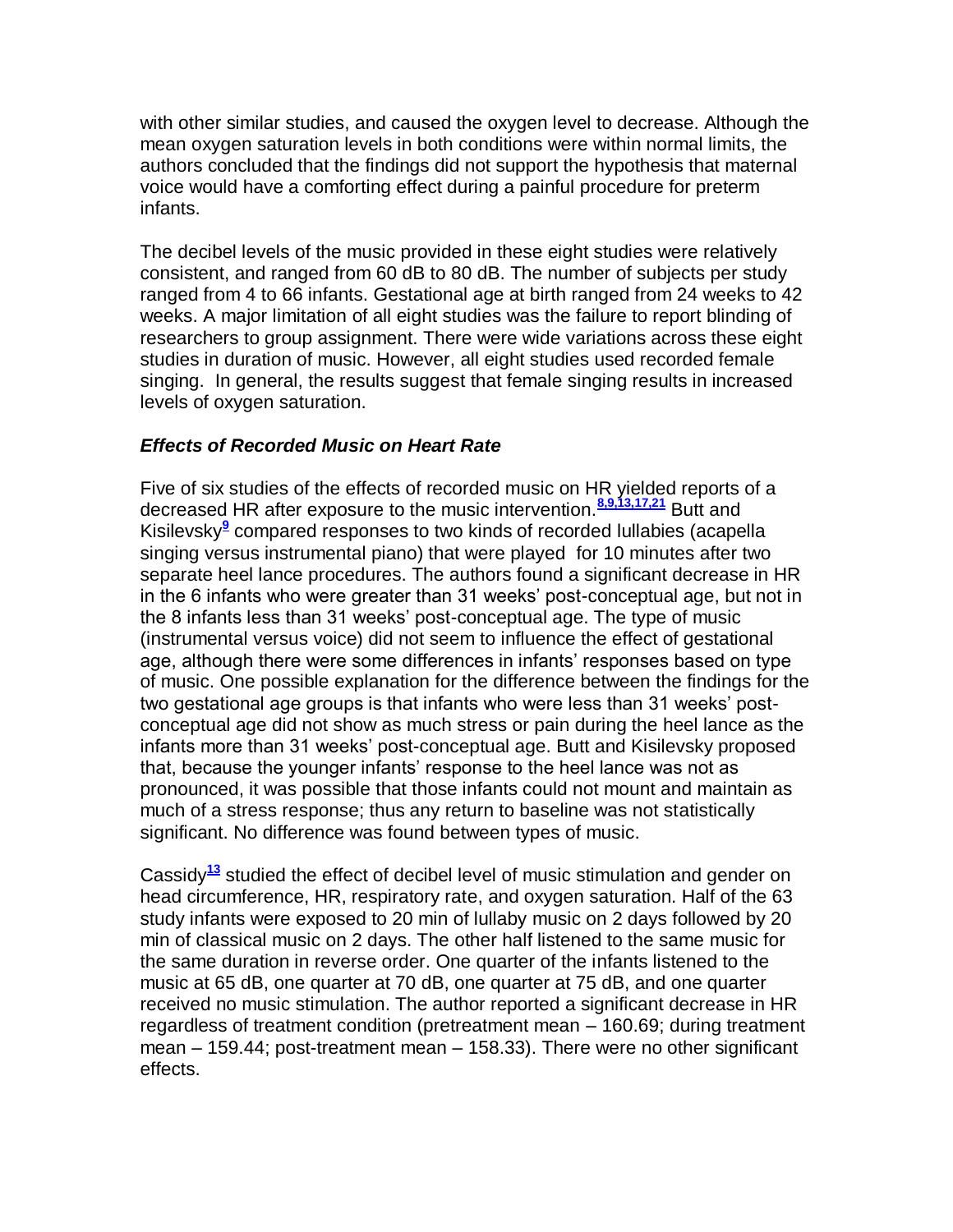with other similar studies, and caused the oxygen level to decrease. Although the mean oxygen saturation levels in both conditions were within normal limits, the authors concluded that the findings did not support the hypothesis that maternal voice would have a comforting effect during a painful procedure for preterm infants.

The decibel levels of the music provided in these eight studies were relatively consistent, and ranged from 60 dB to 80 dB. The number of subjects per study ranged from 4 to 66 infants. Gestational age at birth ranged from 24 weeks to 42 weeks. A major limitation of all eight studies was the failure to report blinding of researchers to group assignment. There were wide variations across these eight studies in duration of music. However, all eight studies used recorded female singing. In general, the results suggest that female singing results in increased levels of oxygen saturation.

### *Effects of Recorded Music on Heart Rate*

Five of six studies of the effects of recorded music on HR yielded reports of a decreased HR after exposure to the music intervention.[8,9,13,17,21] Butt and Kisilevsky[9] compared responses to two kinds of recorded lullabies (acapella singing versus instrumental piano) that were played for 10 minutes after two separate heel lance procedures. The authors found a significant decrease in HR in the 6 infants who were greater than 31 weeks' post-conceptual age, but not in the 8 infants less than 31 weeks' post-conceptual age. The type of music (instrumental versus voice) did not seem to influence the effect of gestational age, although there were some differences in infants' responses based on type of music. One possible explanation for the difference between the findings for the two gestational age groups is that infants who were less than 31 weeks' post-conceptual age did not show as much stress or pain during the heel lance as the infants more than 31 weeks' post-conceptual age. Butt and Kisilevsky proposed that, because the younger infants' response to the heel lance was not as pronounced, it was possible that those infants could not mount and maintain as much of a stress response; thus any return to baseline was not statistically significant. No difference was found between types of music.

Cassidy[13] studied the effect of decibel level of music stimulation and gender on head circumference, HR, respiratory rate, and oxygen saturation. Half of the 63 study infants were exposed to 20 min of lullaby music on 2 days followed by 20 min of classical music on 2 days. The other half listened to the same music for the same duration in reverse order. One quarter of the infants listened to the music at 65 dB, one quarter at 70 dB, one quarter at 75 dB, and one quarter received no music stimulation. The author reported a significant decrease in HR regardless of treatment condition (pretreatment mean – 160.69; during treatment mean – 159.44; post-treatment mean – 158.33). There were no other significant effects.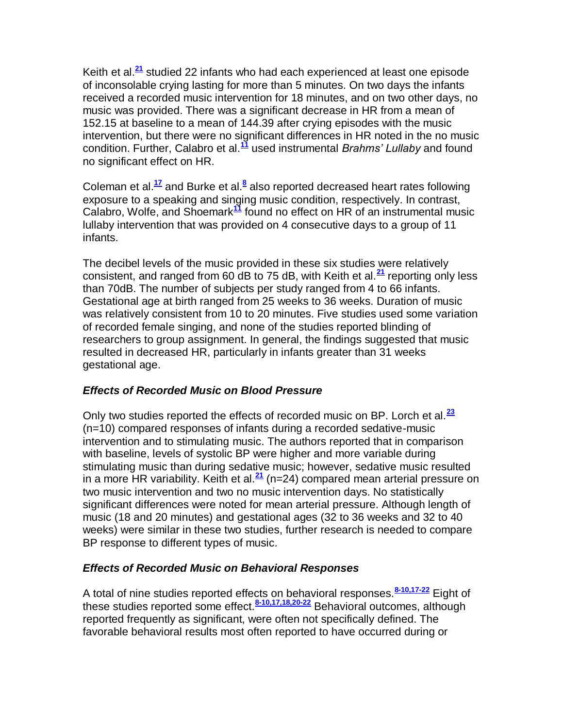Keith et al.[21] studied 22 infants who had each experienced at least one episode of inconsolable crying lasting for more than 5 minutes. On two days the infants received a recorded music intervention for 18 minutes, and on two other days, no music was provided. There was a significant decrease in HR from a mean of 152.15 at baseline to a mean of 144.39 after crying episodes with the music intervention, but there were no significant differences in HR noted in the no music condition. Further, Calabro et al.[11] used instrumental *Brahms' Lullaby* and found no significant effect on HR.

Coleman et al.[17] and Burke et al.[8] also reported decreased heart rates following exposure to a speaking and singing music condition, respectively. In contrast, Calabro, Wolfe, and Shoemark[11] found no effect on HR of an instrumental music lullaby intervention that was provided on 4 consecutive days to a group of 11 infants.

The decibel levels of the music provided in these six studies were relatively consistent, and ranged from 60 dB to 75 dB, with Keith et al.[21] reporting only less than 70dB. The number of subjects per study ranged from 4 to 66 infants. Gestational age at birth ranged from 25 weeks to 36 weeks. Duration of music was relatively consistent from 10 to 20 minutes. Five studies used some variation of recorded female singing, and none of the studies reported blinding of researchers to group assignment. In general, the findings suggested that music resulted in decreased HR, particularly in infants greater than 31 weeks gestational age.

### *Effects of Recorded Music on Blood Pressure*

Only two studies reported the effects of recorded music on BP. Lorch et al.[23] (n=10) compared responses of infants during a recorded sedative-music intervention and to stimulating music. The authors reported that in comparison with baseline, levels of systolic BP were higher and more variable during stimulating music than during sedative music; however, sedative music resulted in a more HR variability. Keith et al.[21] (n=24) compared mean arterial pressure on two music intervention and two no music intervention days. No statistically significant differences were noted for mean arterial pressure. Although length of music (18 and 20 minutes) and gestational ages (32 to 36 weeks and 32 to 40 weeks) were similar in these two studies, further research is needed to compare BP response to different types of music.

### *Effects of Recorded Music on Behavioral Responses*

A total of nine studies reported effects on behavioral responses.[8-10,17-22] Eight of these studies reported some effect.[8-10,17,18,20-22] Behavioral outcomes, although reported frequently as significant, were often not specifically defined. The favorable behavioral results most often reported to have occurred during or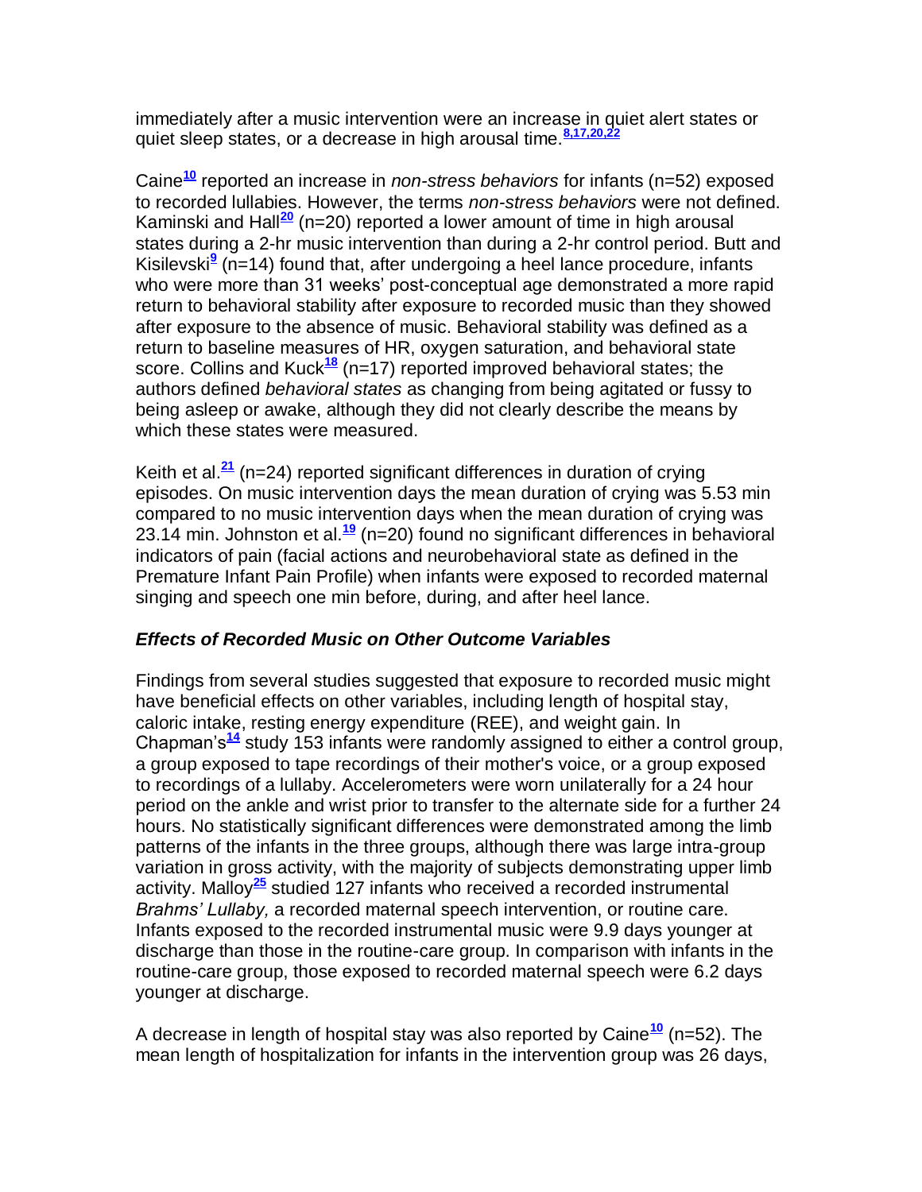immediately after a music intervention were an increase in quiet alert states or quiet sleep states, or a decrease in high arousal time.[8,17,20,22]

Caine[10] reported an increase in *non-stress behaviors* for infants (n=52) exposed to recorded lullabies. However, the terms *non-stress behaviors* were not defined. Kaminski and Hall[20] (n=20) reported a lower amount of time in high arousal states during a 2-hr music intervention than during a 2-hr control period. Butt and Kisilevski[9] (n=14) found that, after undergoing a heel lance procedure, infants who were more than 31 weeks' post-conceptual age demonstrated a more rapid return to behavioral stability after exposure to recorded music than they showed after exposure to the absence of music. Behavioral stability was defined as a return to baseline measures of HR, oxygen saturation, and behavioral state score. Collins and Kuck[18] (n=17) reported improved behavioral states; the authors defined *behavioral states* as changing from being agitated or fussy to being asleep or awake, although they did not clearly describe the means by which these states were measured.

Keith et al.[21] (n=24) reported significant differences in duration of crying episodes. On music intervention days the mean duration of crying was 5.53 min compared to no music intervention days when the mean duration of crying was 23.14 min. Johnston et al.[19] (n=20) found no significant differences in behavioral indicators of pain (facial actions and neurobehavioral state as defined in the Premature Infant Pain Profile) when infants were exposed to recorded maternal singing and speech one min before, during, and after heel lance.

### *Effects of Recorded Music on Other Outcome Variables*

Findings from several studies suggested that exposure to recorded music might have beneficial effects on other variables, including length of hospital stay, caloric intake, resting energy expenditure (REE), and weight gain. In Chapman's[14] study 153 infants were randomly assigned to either a control group, a group exposed to tape recordings of their mother's voice, or a group exposed to recordings of a lullaby. Accelerometers were worn unilaterally for a 24 hour period on the ankle and wrist prior to transfer to the alternate side for a further 24 hours. No statistically significant differences were demonstrated among the limb patterns of the infants in the three groups, although there was large intra-group variation in gross activity, with the majority of subjects demonstrating upper limb activity. Malloy[25] studied 127 infants who received a recorded instrumental *Brahms' Lullaby,* a recorded maternal speech intervention, or routine care. Infants exposed to the recorded instrumental music were 9.9 days younger at discharge than those in the routine-care group. In comparison with infants in the routine-care group, those exposed to recorded maternal speech were 6.2 days younger at discharge.

A decrease in length of hospital stay was also reported by Caine[10] (n=52). The mean length of hospitalization for infants in the intervention group was 26 days,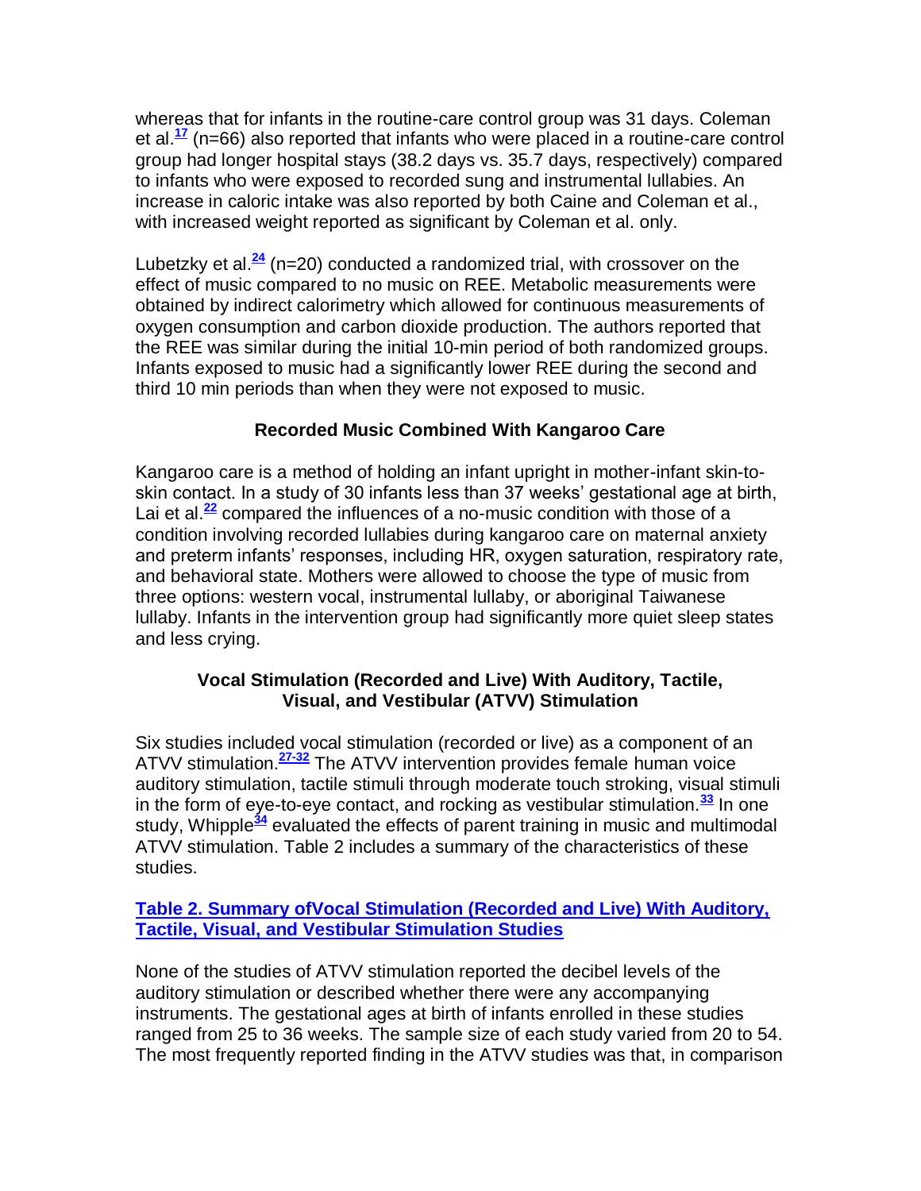whereas that for infants in the routine-care control group was 31 days. Coleman et al.[17] (n=66) also reported that infants who were placed in a routine-care control group had longer hospital stays (38.2 days vs. 35.7 days, respectively) compared to infants who were exposed to recorded sung and instrumental lullabies. An increase in caloric intake was also reported by both Caine and Coleman et al., with increased weight reported as significant by Coleman et al. only.

Lubetzky et al.[24] (n=20) conducted a randomized trial, with crossover on the effect of music compared to no music on REE. Metabolic measurements were obtained by indirect calorimetry which allowed for continuous measurements of oxygen consumption and carbon dioxide production. The authors reported that the REE was similar during the initial 10-min period of both randomized groups. Infants exposed to music had a significantly lower REE during the second and third 10 min periods than when they were not exposed to music.

### Recorded Music Combined With Kangaroo Care

Kangaroo care is a method of holding an infant upright in mother-infant skin-to-skin contact. In a study of 30 infants less than 37 weeks' gestational age at birth, Lai et al.[22] compared the influences of a no-music condition with those of a condition involving recorded lullabies during kangaroo care on maternal anxiety and preterm infants' responses, including HR, oxygen saturation, respiratory rate, and behavioral state. Mothers were allowed to choose the type of music from three options: western vocal, instrumental lullaby, or aboriginal Taiwanese lullaby. Infants in the intervention group had significantly more quiet sleep states and less crying.

### Vocal Stimulation (Recorded and Live) With Auditory, Tactile, Visual, and Vestibular (ATVV) Stimulation

Six studies included vocal stimulation (recorded or live) as a component of an ATVV stimulation.[27-32] The ATVV intervention provides female human voice auditory stimulation, tactile stimuli through moderate touch stroking, visual stimuli in the form of eye-to-eye contact, and rocking as vestibular stimulation.[33] In one study, Whipple[34] evaluated the effects of parent training in music and multimodal ATVV stimulation. Table 2 includes a summary of the characteristics of these studies.

**Table 2. Summary ofVocal Stimulation (Recorded and Live) With Auditory, Tactile, Visual, and Vestibular Stimulation Studies**

None of the studies of ATVV stimulation reported the decibel levels of the auditory stimulation or described whether there were any accompanying instruments. The gestational ages at birth of infants enrolled in these studies ranged from 25 to 36 weeks. The sample size of each study varied from 20 to 54. The most frequently reported finding in the ATVV studies was that, in comparison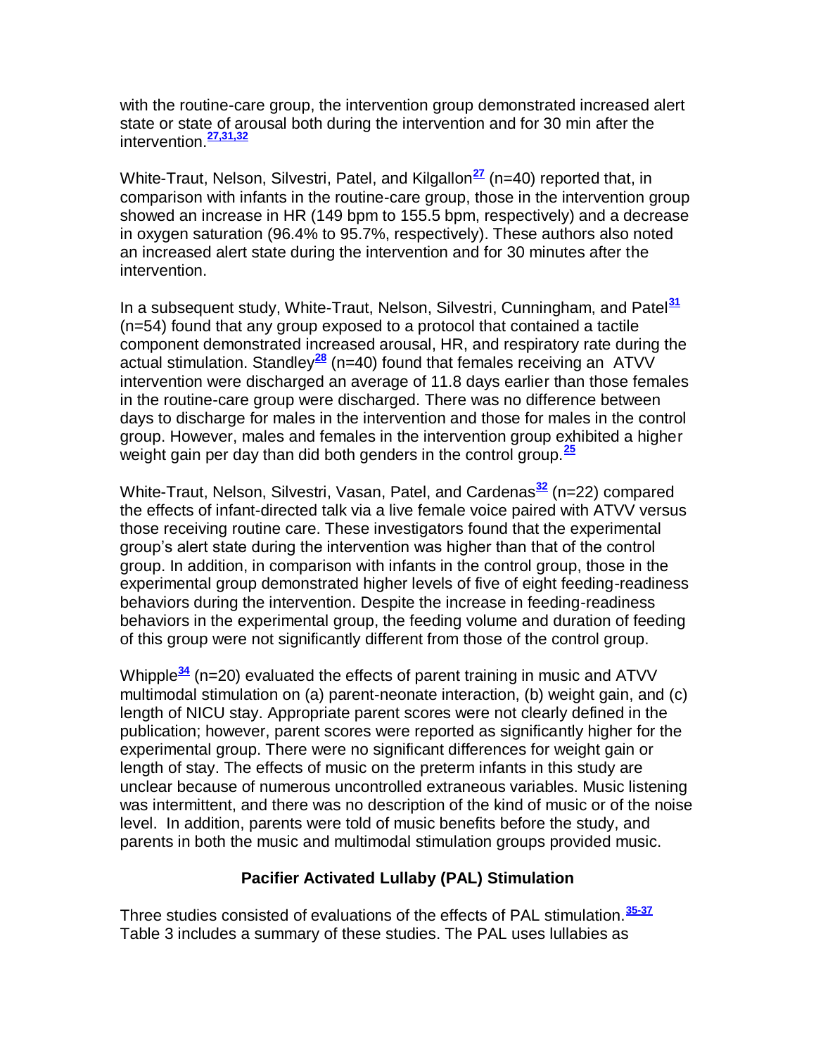with the routine-care group, the intervention group demonstrated increased alert state or state of arousal both during the intervention and for 30 min after the intervention.[27,31,32]

White-Traut, Nelson, Silvestri, Patel, and Kilgallon[27] (n=40) reported that, in comparison with infants in the routine-care group, those in the intervention group showed an increase in HR (149 bpm to 155.5 bpm, respectively) and a decrease in oxygen saturation (96.4% to 95.7%, respectively). These authors also noted an increased alert state during the intervention and for 30 minutes after the intervention.

In a subsequent study, White-Traut, Nelson, Silvestri, Cunningham, and Patel[31] (n=54) found that any group exposed to a protocol that contained a tactile component demonstrated increased arousal, HR, and respiratory rate during the actual stimulation. Standley[28] (n=40) found that females receiving an ATVV intervention were discharged an average of 11.8 days earlier than those females in the routine-care group were discharged. There was no difference between days to discharge for males in the intervention and those for males in the control group. However, males and females in the intervention group exhibited a higher weight gain per day than did both genders in the control group.[25]

White-Traut, Nelson, Silvestri, Vasan, Patel, and Cardenas[32] (n=22) compared the effects of infant-directed talk via a live female voice paired with ATVV versus those receiving routine care. These investigators found that the experimental group's alert state during the intervention was higher than that of the control group. In addition, in comparison with infants in the control group, those in the experimental group demonstrated higher levels of five of eight feeding-readiness behaviors during the intervention. Despite the increase in feeding-readiness behaviors in the experimental group, the feeding volume and duration of feeding of this group were not significantly different from those of the control group.

Whipple[34] (n=20) evaluated the effects of parent training in music and ATVV multimodal stimulation on (a) parent-neonate interaction, (b) weight gain, and (c) length of NICU stay. Appropriate parent scores were not clearly defined in the publication; however, parent scores were reported as significantly higher for the experimental group. There were no significant differences for weight gain or length of stay. The effects of music on the preterm infants in this study are unclear because of numerous uncontrolled extraneous variables. Music listening was intermittent, and there was no description of the kind of music or of the noise level. In addition, parents were told of music benefits before the study, and parents in both the music and multimodal stimulation groups provided music.

### Pacifier Activated Lullaby (PAL) Stimulation

Three studies consisted of evaluations of the effects of PAL stimulation.[35-37] Table 3 includes a summary of these studies. The PAL uses lullabies as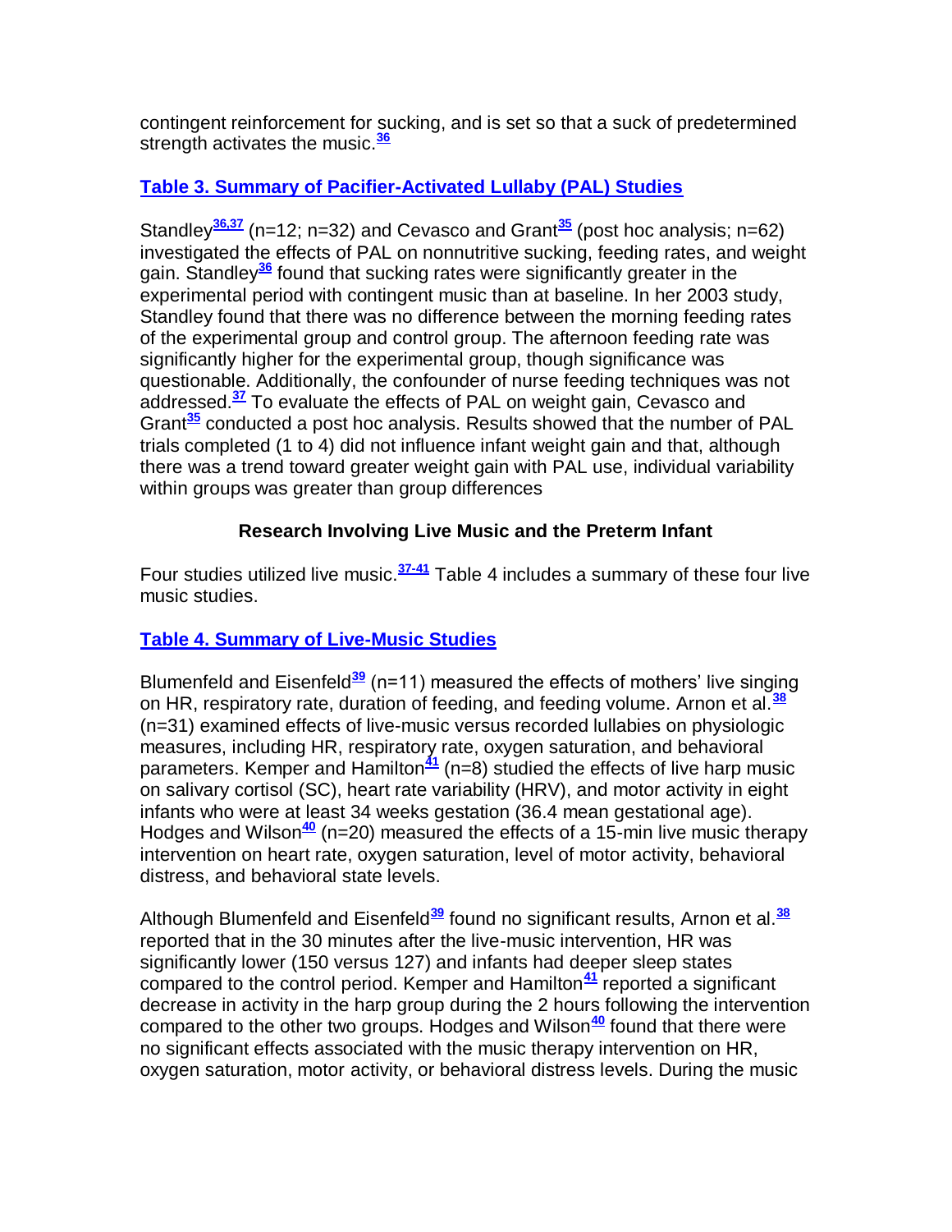contingent reinforcement for sucking, and is set so that a suck of predetermined strength activates the music.[36]

**Table 3. Summary of Pacifier-Activated Lullaby (PAL) Studies**

Standley[36,37] (n=12; n=32) and Cevasco and Grant[35] (post hoc analysis; n=62) investigated the effects of PAL on nonnutritive sucking, feeding rates, and weight gain. Standley[36] found that sucking rates were significantly greater in the experimental period with contingent music than at baseline. In her 2003 study, Standley found that there was no difference between the morning feeding rates of the experimental group and control group. The afternoon feeding rate was significantly higher for the experimental group, though significance was questionable. Additionally, the confounder of nurse feeding techniques was not addressed.[37] To evaluate the effects of PAL on weight gain, Cevasco and Grant[35] conducted a post hoc analysis. Results showed that the number of PAL trials completed (1 to 4) did not influence infant weight gain and that, although there was a trend toward greater weight gain with PAL use, individual variability within groups was greater than group differences

### Research Involving Live Music and the Preterm Infant

Four studies utilized live music.[37-41] Table 4 includes a summary of these four live music studies.

**Table 4. Summary of Live-Music Studies**

Blumenfeld and Eisenfeld[39] (n=11) measured the effects of mothers' live singing on HR, respiratory rate, duration of feeding, and feeding volume. Arnon et al.[38] (n=31) examined effects of live-music versus recorded lullabies on physiologic measures, including HR, respiratory rate, oxygen saturation, and behavioral parameters. Kemper and Hamilton[41] (n=8) studied the effects of live harp music on salivary cortisol (SC), heart rate variability (HRV), and motor activity in eight infants who were at least 34 weeks gestation (36.4 mean gestational age). Hodges and Wilson[40] (n=20) measured the effects of a 15-min live music therapy intervention on heart rate, oxygen saturation, level of motor activity, behavioral distress, and behavioral state levels.

Although Blumenfeld and Eisenfeld[39] found no significant results, Arnon et al.[38] reported that in the 30 minutes after the live-music intervention, HR was significantly lower (150 versus 127) and infants had deeper sleep states compared to the control period. Kemper and Hamilton[41] reported a significant decrease in activity in the harp group during the 2 hours following the intervention compared to the other two groups. Hodges and Wilson[40] found that there were no significant effects associated with the music therapy intervention on HR, oxygen saturation, motor activity, or behavioral distress levels. During the music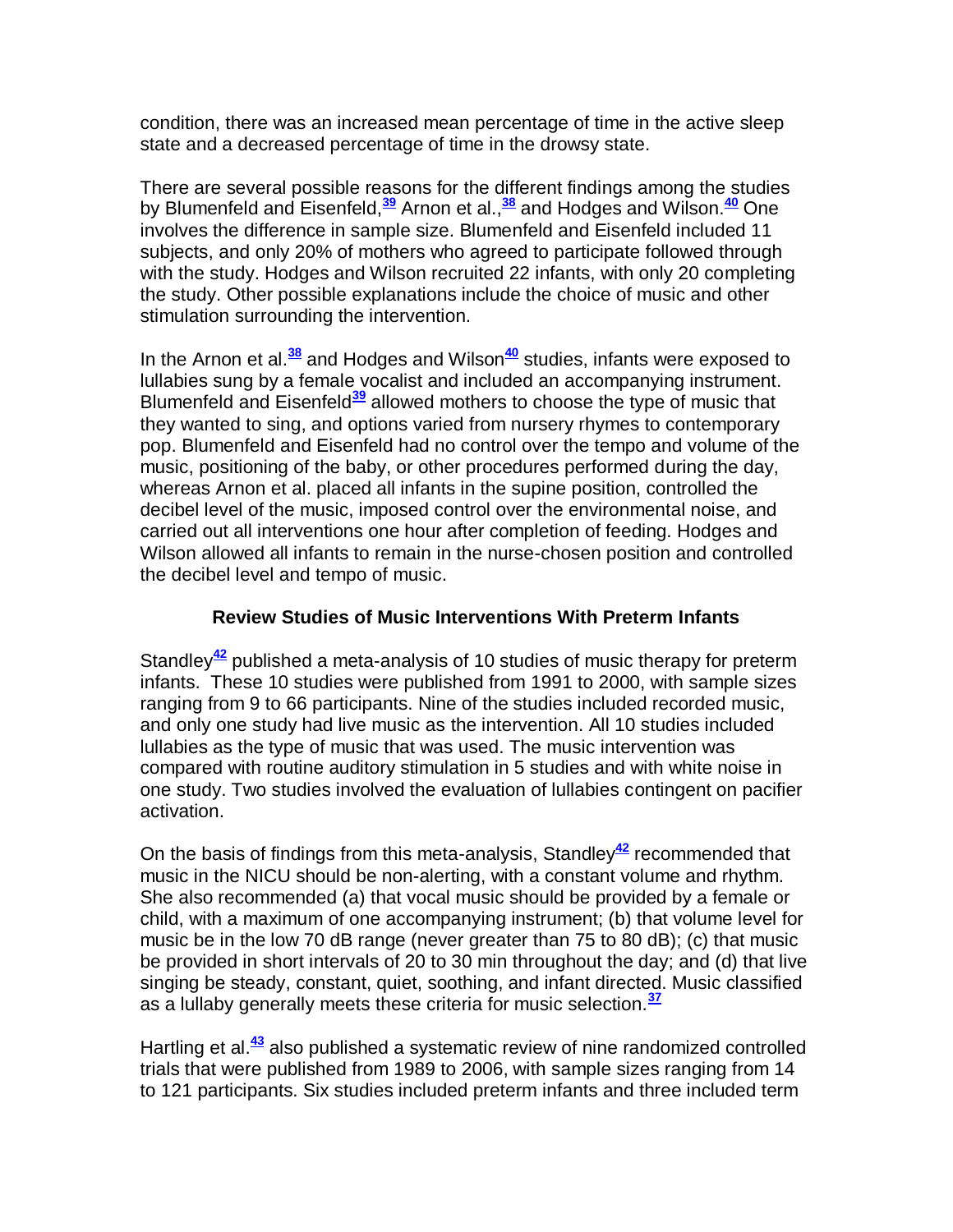condition, there was an increased mean percentage of time in the active sleep state and a decreased percentage of time in the drowsy state.

There are several possible reasons for the different findings among the studies by Blumenfeld and Eisenfeld,[39] Arnon et al.,[38] and Hodges and Wilson.[40] One involves the difference in sample size. Blumenfeld and Eisenfeld included 11 subjects, and only 20% of mothers who agreed to participate followed through with the study. Hodges and Wilson recruited 22 infants, with only 20 completing the study. Other possible explanations include the choice of music and other stimulation surrounding the intervention.

In the Arnon et al.[38] and Hodges and Wilson[40] studies, infants were exposed to lullabies sung by a female vocalist and included an accompanying instrument. Blumenfeld and Eisenfeld[39] allowed mothers to choose the type of music that they wanted to sing, and options varied from nursery rhymes to contemporary pop. Blumenfeld and Eisenfeld had no control over the tempo and volume of the music, positioning of the baby, or other procedures performed during the day, whereas Arnon et al. placed all infants in the supine position, controlled the decibel level of the music, imposed control over the environmental noise, and carried out all interventions one hour after completion of feeding. Hodges and Wilson allowed all infants to remain in the nurse-chosen position and controlled the decibel level and tempo of music.

## Review Studies of Music Interventions With Preterm Infants

Standley[42] published a meta-analysis of 10 studies of music therapy for preterm infants. These 10 studies were published from 1991 to 2000, with sample sizes ranging from 9 to 66 participants. Nine of the studies included recorded music, and only one study had live music as the intervention. All 10 studies included lullabies as the type of music that was used. The music intervention was compared with routine auditory stimulation in 5 studies and with white noise in one study. Two studies involved the evaluation of lullabies contingent on pacifier activation.

On the basis of findings from this meta-analysis, Standley[42] recommended that music in the NICU should be non-alerting, with a constant volume and rhythm. She also recommended (a) that vocal music should be provided by a female or child, with a maximum of one accompanying instrument; (b) that volume level for music be in the low 70 dB range (never greater than 75 to 80 dB); (c) that music be provided in short intervals of 20 to 30 min throughout the day; and (d) that live singing be steady, constant, quiet, soothing, and infant directed. Music classified as a lullaby generally meets these criteria for music selection.[37]

Hartling et al.[43] also published a systematic review of nine randomized controlled trials that were published from 1989 to 2006, with sample sizes ranging from 14 to 121 participants. Six studies included preterm infants and three included term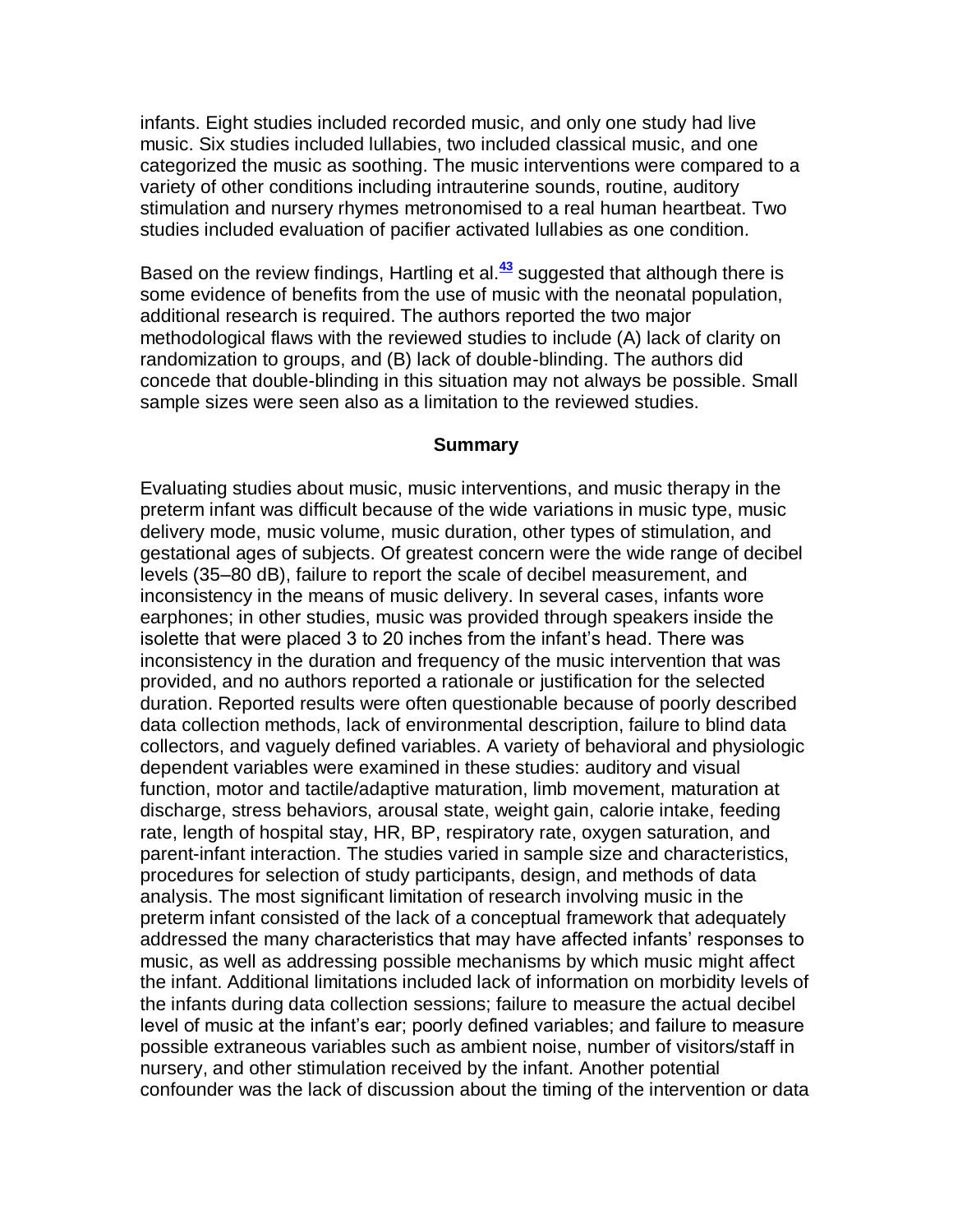infants. Eight studies included recorded music, and only one study had live music. Six studies included lullabies, two included classical music, and one categorized the music as soothing. The music interventions were compared to a variety of other conditions including intrauterine sounds, routine, auditory stimulation and nursery rhymes metronomised to a real human heartbeat. Two studies included evaluation of pacifier activated lullabies as one condition.

Based on the review findings, Hartling et al.[43] suggested that although there is some evidence of benefits from the use of music with the neonatal population, additional research is required. The authors reported the two major methodological flaws with the reviewed studies to include (A) lack of clarity on randomization to groups, and (B) lack of double-blinding. The authors did concede that double-blinding in this situation may not always be possible. Small sample sizes were seen also as a limitation to the reviewed studies.

## Summary

Evaluating studies about music, music interventions, and music therapy in the preterm infant was difficult because of the wide variations in music type, music delivery mode, music volume, music duration, other types of stimulation, and gestational ages of subjects. Of greatest concern were the wide range of decibel levels (35–80 dB), failure to report the scale of decibel measurement, and inconsistency in the means of music delivery. In several cases, infants wore earphones; in other studies, music was provided through speakers inside the isolette that were placed 3 to 20 inches from the infant's head. There was inconsistency in the duration and frequency of the music intervention that was provided, and no authors reported a rationale or justification for the selected duration. Reported results were often questionable because of poorly described data collection methods, lack of environmental description, failure to blind data collectors, and vaguely defined variables. A variety of behavioral and physiologic dependent variables were examined in these studies: auditory and visual function, motor and tactile/adaptive maturation, limb movement, maturation at discharge, stress behaviors, arousal state, weight gain, calorie intake, feeding rate, length of hospital stay, HR, BP, respiratory rate, oxygen saturation, and parent-infant interaction. The studies varied in sample size and characteristics, procedures for selection of study participants, design, and methods of data analysis. The most significant limitation of research involving music in the preterm infant consisted of the lack of a conceptual framework that adequately addressed the many characteristics that may have affected infants' responses to music, as well as addressing possible mechanisms by which music might affect the infant. Additional limitations included lack of information on morbidity levels of the infants during data collection sessions; failure to measure the actual decibel level of music at the infant's ear; poorly defined variables; and failure to measure possible extraneous variables such as ambient noise, number of visitors/staff in nursery, and other stimulation received by the infant. Another potential confounder was the lack of discussion about the timing of the intervention or data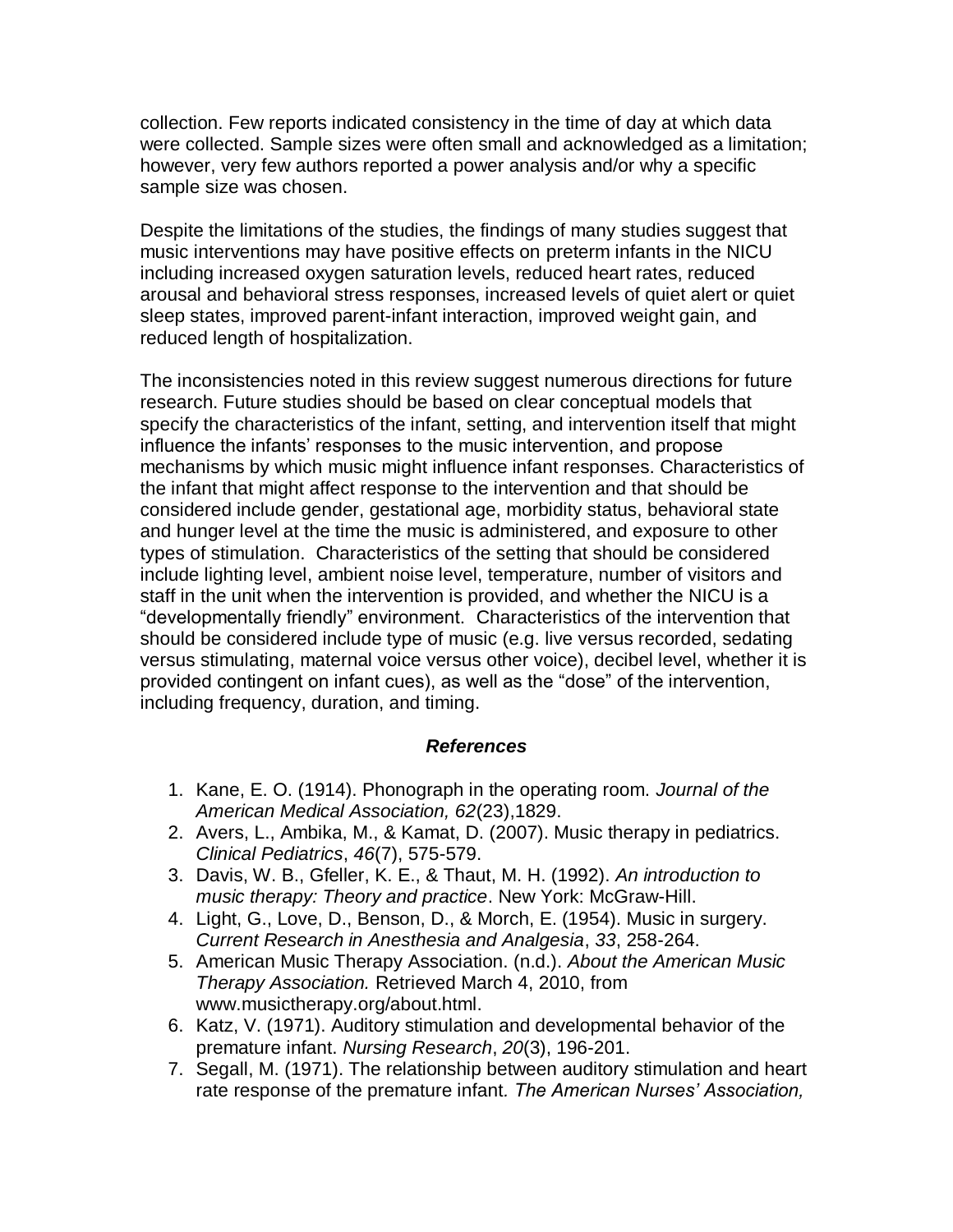collection. Few reports indicated consistency in the time of day at which data were collected. Sample sizes were often small and acknowledged as a limitation; however, very few authors reported a power analysis and/or why a specific sample size was chosen.

Despite the limitations of the studies, the findings of many studies suggest that music interventions may have positive effects on preterm infants in the NICU including increased oxygen saturation levels, reduced heart rates, reduced arousal and behavioral stress responses, increased levels of quiet alert or quiet sleep states, improved parent-infant interaction, improved weight gain, and reduced length of hospitalization.

The inconsistencies noted in this review suggest numerous directions for future research. Future studies should be based on clear conceptual models that specify the characteristics of the infant, setting, and intervention itself that might influence the infants' responses to the music intervention, and propose mechanisms by which music might influence infant responses. Characteristics of the infant that might affect response to the intervention and that should be considered include gender, gestational age, morbidity status, behavioral state and hunger level at the time the music is administered, and exposure to other types of stimulation. Characteristics of the setting that should be considered include lighting level, ambient noise level, temperature, number of visitors and staff in the unit when the intervention is provided, and whether the NICU is a "developmentally friendly" environment. Characteristics of the intervention that should be considered include type of music (e.g. live versus recorded, sedating versus stimulating, maternal voice versus other voice), decibel level, whether it is provided contingent on infant cues), as well as the "dose" of the intervention, including frequency, duration, and timing.

### *References*

1. Kane, E. O. (1914). Phonograph in the operating room. *Journal of the American Medical Association, 62*(23),1829.
2. Avers, L., Ambika, M., & Kamat, D. (2007). Music therapy in pediatrics. *Clinical Pediatrics*, *46*(7), 575-579.
3. Davis, W. B., Gfeller, K. E., & Thaut, M. H. (1992). *An introduction to music therapy: Theory and practice*. New York: McGraw-Hill.
4. Light, G., Love, D., Benson, D., & Morch, E. (1954). Music in surgery. *Current Research in Anesthesia and Analgesia*, *33*, 258-264.
5. American Music Therapy Association. (n.d.). *About the American Music Therapy Association.* Retrieved March 4, 2010, from www.musictherapy.org/about.html.
6. Katz, V. (1971). Auditory stimulation and developmental behavior of the premature infant. *Nursing Research*, *20*(3), 196-201.
7. Segall, M. (1971). The relationship between auditory stimulation and heart rate response of the premature infant. *The American Nurses' Association,*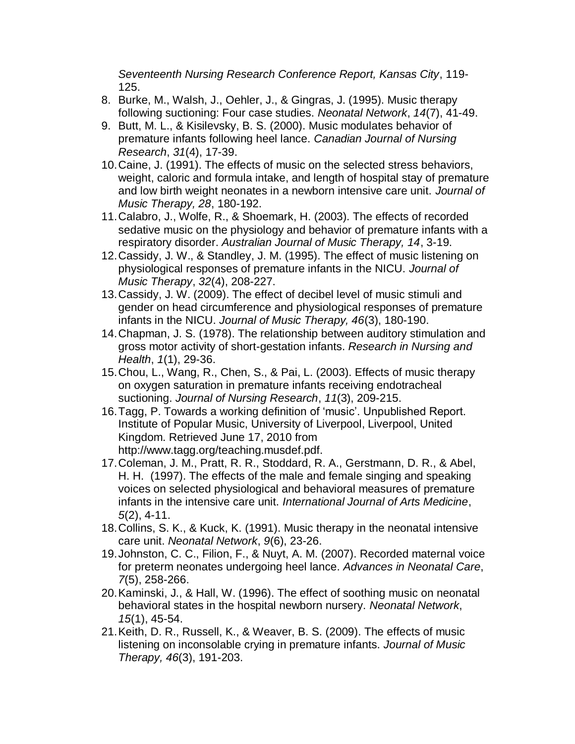*Seventeenth Nursing Research Conference Report, Kansas City*, 119-125.

8. Burke, M., Walsh, J., Oehler, J., & Gingras, J. (1995). Music therapy following suctioning: Four case studies. *Neonatal Network*, *14*(7), 41-49.
9. Butt, M. L., & Kisilevsky, B. S. (2000). Music modulates behavior of premature infants following heel lance. *Canadian Journal of Nursing Research*, *31*(4), 17-39.
10. Caine, J. (1991). The effects of music on the selected stress behaviors, weight, caloric and formula intake, and length of hospital stay of premature and low birth weight neonates in a newborn intensive care unit. *Journal of Music Therapy, 28*, 180-192.
11. Calabro, J., Wolfe, R., & Shoemark, H. (2003). The effects of recorded sedative music on the physiology and behavior of premature infants with a respiratory disorder. *Australian Journal of Music Therapy, 14*, 3-19.
12. Cassidy, J. W., & Standley, J. M. (1995). The effect of music listening on physiological responses of premature infants in the NICU. *Journal of Music Therapy*, *32*(4), 208-227.
13. Cassidy, J. W. (2009). The effect of decibel level of music stimuli and gender on head circumference and physiological responses of premature infants in the NICU. *Journal of Music Therapy, 46*(3), 180-190.
14. Chapman, J. S. (1978). The relationship between auditory stimulation and gross motor activity of short-gestation infants. *Research in Nursing and Health*, *1*(1), 29-36.
15. Chou, L., Wang, R., Chen, S., & Pai, L. (2003). Effects of music therapy on oxygen saturation in premature infants receiving endotracheal suctioning. *Journal of Nursing Research*, *11*(3), 209-215.
16. Tagg, P. Towards a working definition of 'music'. Unpublished Report. Institute of Popular Music, University of Liverpool, Liverpool, United Kingdom. Retrieved June 17, 2010 from http://www.tagg.org/teaching.musdef.pdf.
17. Coleman, J. M., Pratt, R. R., Stoddard, R. A., Gerstmann, D. R., & Abel, H. H. (1997). The effects of the male and female singing and speaking voices on selected physiological and behavioral measures of premature infants in the intensive care unit. *International Journal of Arts Medicine*, *5*(2), 4-11.
18. Collins, S. K., & Kuck, K. (1991). Music therapy in the neonatal intensive care unit. *Neonatal Network*, *9*(6), 23-26.
19. Johnston, C. C., Filion, F., & Nuyt, A. M. (2007). Recorded maternal voice for preterm neonates undergoing heel lance. *Advances in Neonatal Care*, *7*(5), 258-266.
20. Kaminski, J., & Hall, W. (1996). The effect of soothing music on neonatal behavioral states in the hospital newborn nursery. *Neonatal Network*, *15*(1), 45-54.
21. Keith, D. R., Russell, K., & Weaver, B. S. (2009). The effects of music listening on inconsolable crying in premature infants. *Journal of Music Therapy, 46*(3), 191-203.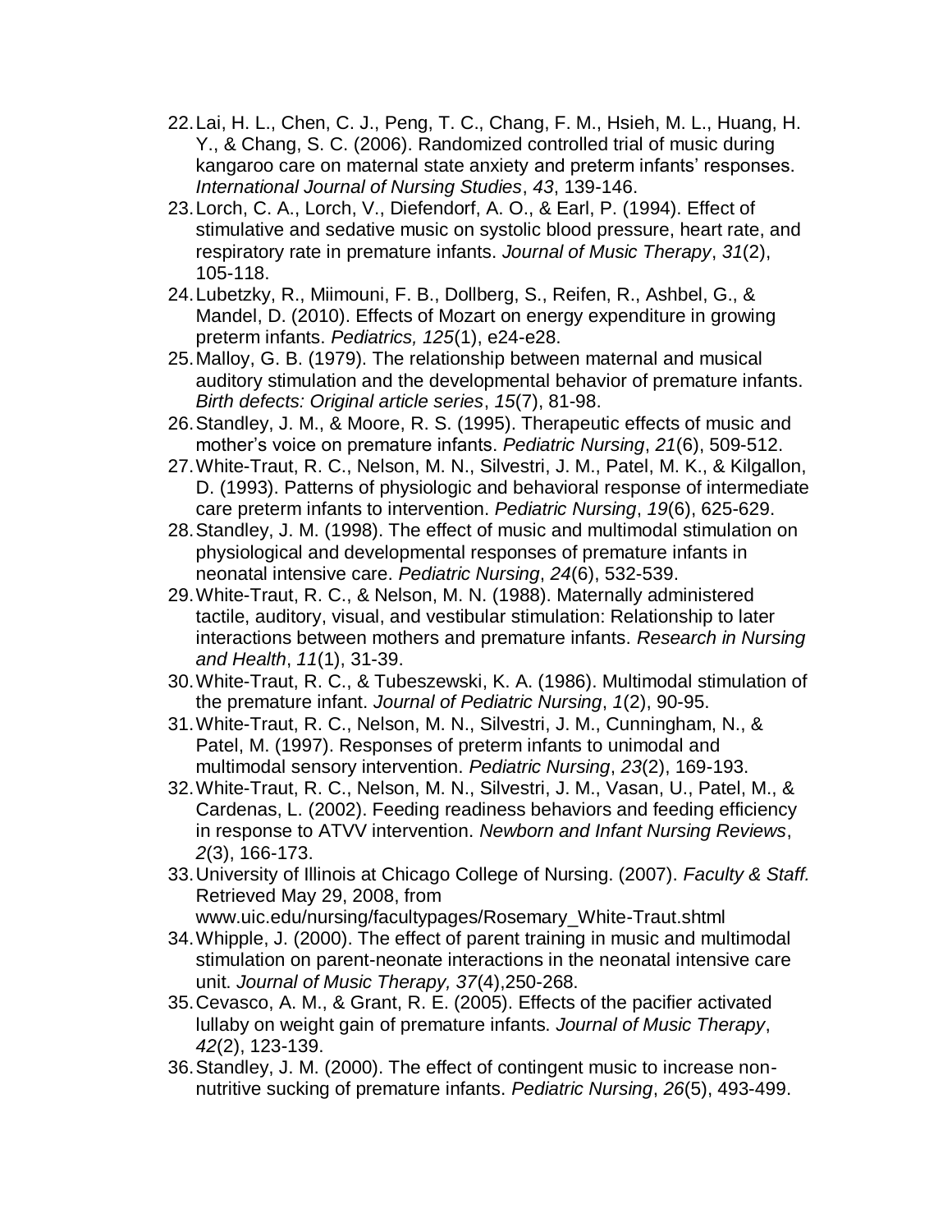22. Lai, H. L., Chen, C. J., Peng, T. C., Chang, F. M., Hsieh, M. L., Huang, H. Y., & Chang, S. C. (2006). Randomized controlled trial of music during kangaroo care on maternal state anxiety and preterm infants' responses. *International Journal of Nursing Studies*, *43*, 139-146.
23. Lorch, C. A., Lorch, V., Diefendorf, A. O., & Earl, P. (1994). Effect of stimulative and sedative music on systolic blood pressure, heart rate, and respiratory rate in premature infants. *Journal of Music Therapy*, *31*(2), 105-118.
24. Lubetzky, R., Miimouni, F. B., Dollberg, S., Reifen, R., Ashbel, G., & Mandel, D. (2010). Effects of Mozart on energy expenditure in growing preterm infants. *Pediatrics, 125*(1), e24-e28.
25. Malloy, G. B. (1979). The relationship between maternal and musical auditory stimulation and the developmental behavior of premature infants. *Birth defects: Original article series*, *15*(7), 81-98.
26. Standley, J. M., & Moore, R. S. (1995). Therapeutic effects of music and mother's voice on premature infants. *Pediatric Nursing*, *21*(6), 509-512.
27. White-Traut, R. C., Nelson, M. N., Silvestri, J. M., Patel, M. K., & Kilgallon, D. (1993). Patterns of physiologic and behavioral response of intermediate care preterm infants to intervention. *Pediatric Nursing*, *19*(6), 625-629.
28. Standley, J. M. (1998). The effect of music and multimodal stimulation on physiological and developmental responses of premature infants in neonatal intensive care. *Pediatric Nursing*, *24*(6), 532-539.
29. White-Traut, R. C., & Nelson, M. N. (1988). Maternally administered tactile, auditory, visual, and vestibular stimulation: Relationship to later interactions between mothers and premature infants. *Research in Nursing and Health*, *11*(1), 31-39.
30. White-Traut, R. C., & Tubeszewski, K. A. (1986). Multimodal stimulation of the premature infant. *Journal of Pediatric Nursing*, *1*(2), 90-95.
31. White-Traut, R. C., Nelson, M. N., Silvestri, J. M., Cunningham, N., & Patel, M. (1997). Responses of preterm infants to unimodal and multimodal sensory intervention. *Pediatric Nursing*, *23*(2), 169-193.
32. White-Traut, R. C., Nelson, M. N., Silvestri, J. M., Vasan, U., Patel, M., & Cardenas, L. (2002). Feeding readiness behaviors and feeding efficiency in response to ATVV intervention. *Newborn and Infant Nursing Reviews*, *2*(3), 166-173.
33. University of Illinois at Chicago College of Nursing. (2007). *Faculty & Staff.* Retrieved May 29, 2008, from www.uic.edu/nursing/facultypages/Rosemary_White-Traut.shtml
34. Whipple, J. (2000). The effect of parent training in music and multimodal stimulation on parent-neonate interactions in the neonatal intensive care unit. *Journal of Music Therapy, 37*(4),250-268.
35. Cevasco, A. M., & Grant, R. E. (2005). Effects of the pacifier activated lullaby on weight gain of premature infants. *Journal of Music Therapy*, *42*(2), 123-139.
36. Standley, J. M. (2000). The effect of contingent music to increase non-nutritive sucking of premature infants. *Pediatric Nursing*, *26*(5), 493-499.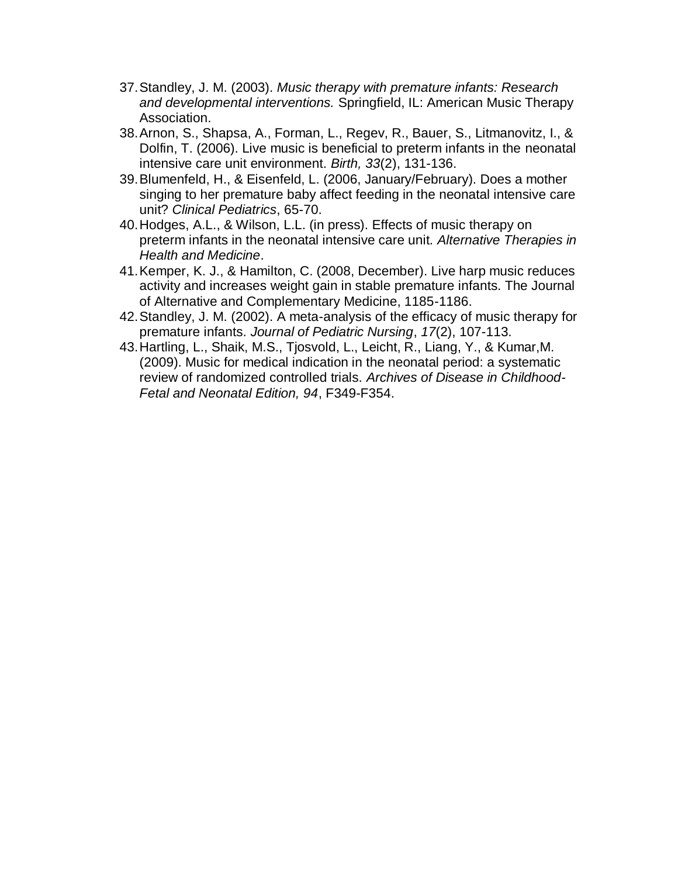37. Standley, J. M. (2003). *Music therapy with premature infants: Research and developmental interventions.* Springfield, IL: American Music Therapy Association.
38. Arnon, S., Shapsa, A., Forman, L., Regev, R., Bauer, S., Litmanovitz, I., & Dolfin, T. (2006). Live music is beneficial to preterm infants in the neonatal intensive care unit environment. *Birth, 33*(2), 131-136.
39. Blumenfeld, H., & Eisenfeld, L. (2006, January/February). Does a mother singing to her premature baby affect feeding in the neonatal intensive care unit? *Clinical Pediatrics*, 65-70.
40. Hodges, A.L., & Wilson, L.L. (in press). Effects of music therapy on preterm infants in the neonatal intensive care unit. *Alternative Therapies in Health and Medicine*.
41. Kemper, K. J., & Hamilton, C. (2008, December). Live harp music reduces activity and increases weight gain in stable premature infants. The Journal of Alternative and Complementary Medicine, 1185-1186.
42. Standley, J. M. (2002). A meta-analysis of the efficacy of music therapy for premature infants. *Journal of Pediatric Nursing*, *17*(2), 107-113.
43. Hartling, L., Shaik, M.S., Tjosvold, L., Leicht, R., Liang, Y., & Kumar,M. (2009). Music for medical indication in the neonatal period: a systematic review of randomized controlled trials. *Archives of Disease in Childhood-Fetal and Neonatal Edition, 94*, F349-F354.